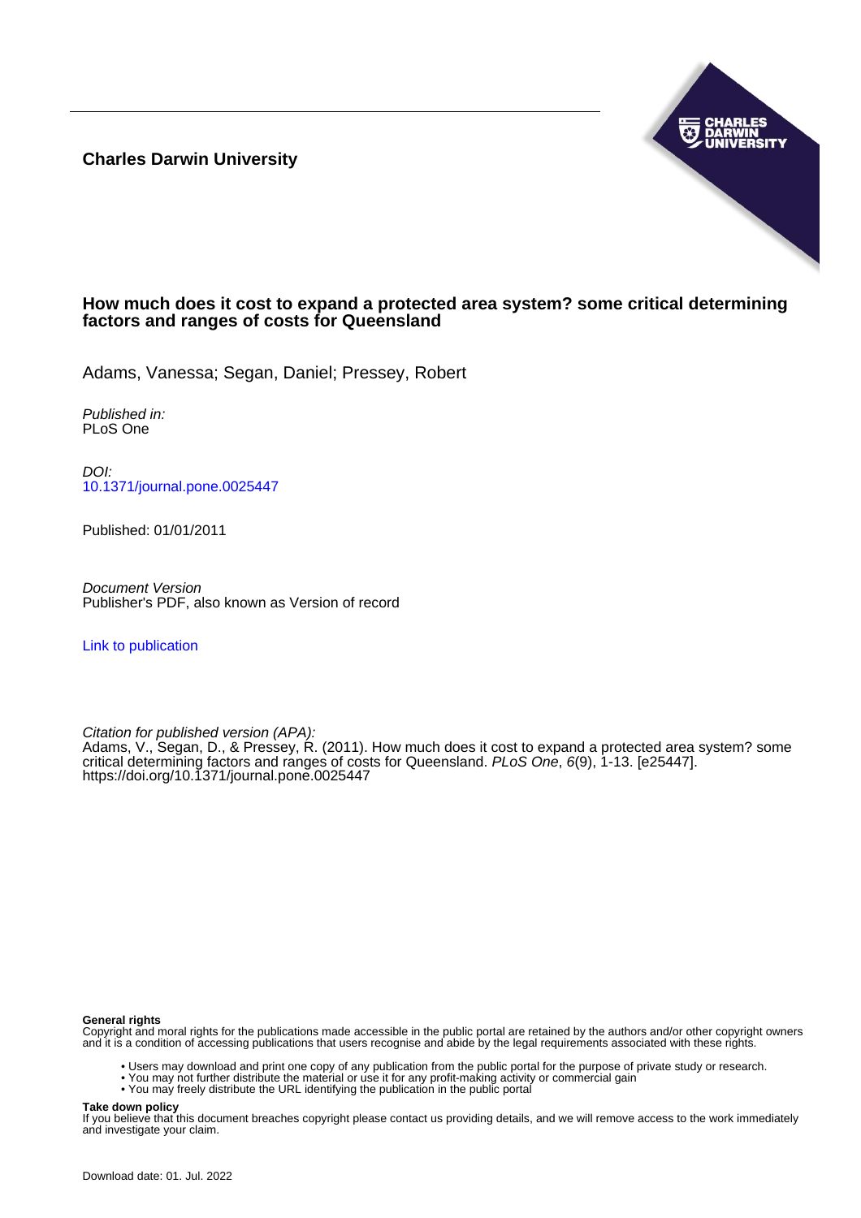**Charles Darwin University**

# How much does it cost to expand a protected area system? some critical determining factors and ranges of costs for Queensland

Adams, Vanessa; Segan, Daniel; Pressey, Robert

*Published in:*
PLoS One

*DOI:*
10.1371/journal.pone.0025447

Published: 01/01/2011

*Document Version*
Publisher's PDF, also known as Version of record

Link to publication

*Citation for published version (APA):*
Adams, V., Segan, D., & Pressey, R. (2011). How much does it cost to expand a protected area system? some critical determining factors and ranges of costs for Queensland. *PLoS One*, *6*(9), 1-13. [e25447]. https://doi.org/10.1371/journal.pone.0025447

**General rights**
Copyright and moral rights for the publications made accessible in the public portal are retained by the authors and/or other copyright owners and it is a condition of accessing publications that users recognise and abide by the legal requirements associated with these rights.

- Users may download and print one copy of any publication from the public portal for the purpose of private study or research.
- You may not further distribute the material or use it for any profit-making activity or commercial gain
- You may freely distribute the URL identifying the publication in the public portal

**Take down policy**
If you believe that this document breaches copyright please contact us providing details, and we will remove access to the work immediately and investigate your claim.

Download date: 01. Jul. 2022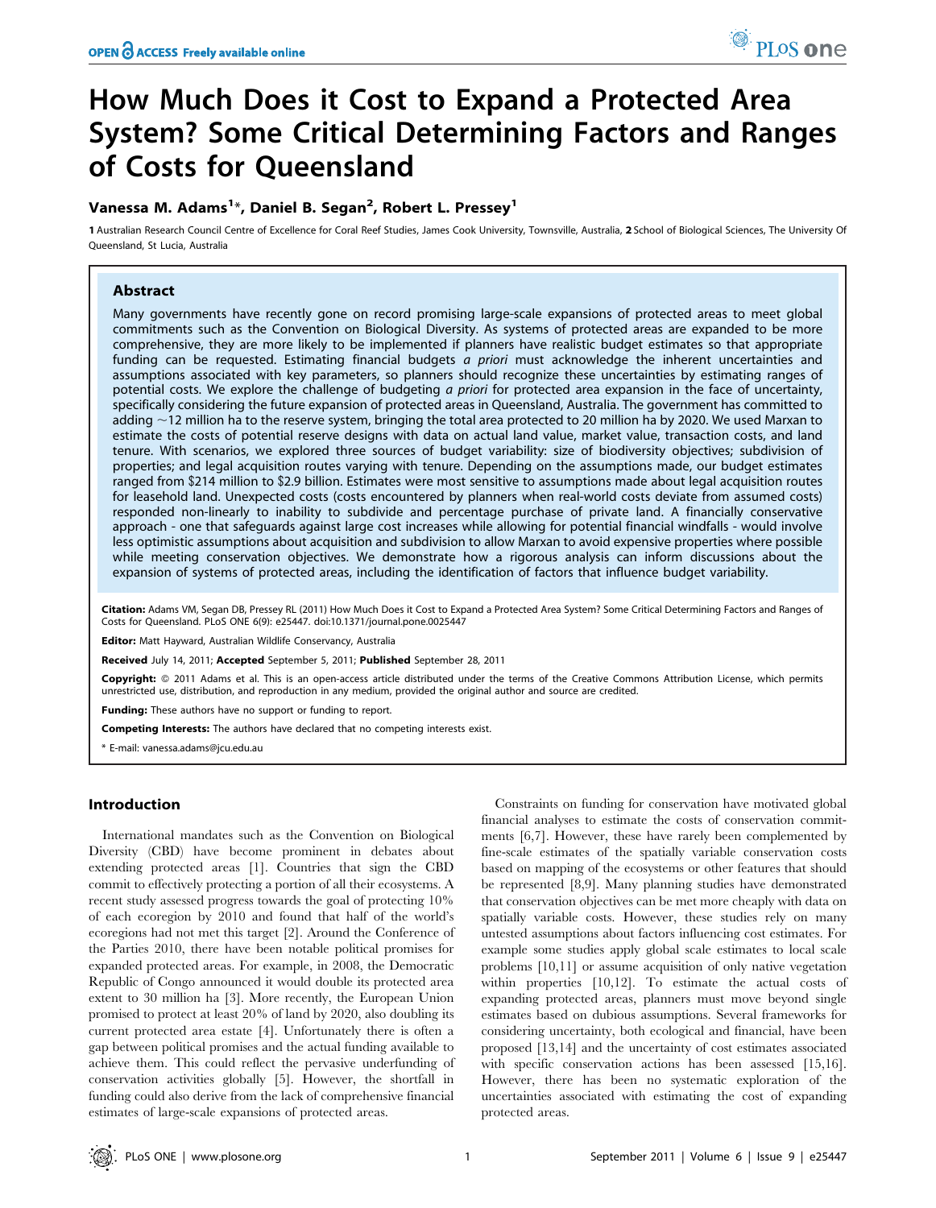# How Much Does it Cost to Expand a Protected Area System? Some Critical Determining Factors and Ranges of Costs for Queensland

**Vanessa M. Adams[1]*, Daniel B. Segan[2], Robert L. Pressey[1]**

**1** Australian Research Council Centre of Excellence for Coral Reef Studies, James Cook University, Townsville, Australia, **2** School of Biological Sciences, The University Of Queensland, St Lucia, Australia

## Abstract

Many governments have recently gone on record promising large-scale expansions of protected areas to meet global commitments such as the Convention on Biological Diversity. As systems of protected areas are expanded to be more comprehensive, they are more likely to be implemented if planners have realistic budget estimates so that appropriate funding can be requested. Estimating financial budgets *a priori* must acknowledge the inherent uncertainties and assumptions associated with key parameters, so planners should recognize these uncertainties by estimating ranges of potential costs. We explore the challenge of budgeting *a priori* for protected area expansion in the face of uncertainty, specifically considering the future expansion of protected areas in Queensland, Australia. The government has committed to adding ~12 million ha to the reserve system, bringing the total area protected to 20 million ha by 2020. We used Marxan to estimate the costs of potential reserve designs with data on actual land value, market value, transaction costs, and land tenure. With scenarios, we explored three sources of budget variability: size of biodiversity objectives; subdivision of properties; and legal acquisition routes varying with tenure. Depending on the assumptions made, our budget estimates ranged from $214 million to $2.9 billion. Estimates were most sensitive to assumptions made about legal acquisition routes for leasehold land. Unexpected costs (costs encountered by planners when real-world costs deviate from assumed costs) responded non-linearly to inability to subdivide and percentage purchase of private land. A financially conservative approach - one that safeguards against large cost increases while allowing for potential financial windfalls - would involve less optimistic assumptions about acquisition and subdivision to allow Marxan to avoid expensive properties where possible while meeting conservation objectives. We demonstrate how a rigorous analysis can inform discussions about the expansion of systems of protected areas, including the identification of factors that influence budget variability.

**Citation:** Adams VM, Segan DB, Pressey RL (2011) How Much Does it Cost to Expand a Protected Area System? Some Critical Determining Factors and Ranges of Costs for Queensland. PLoS ONE 6(9): e25447. doi:10.1371/journal.pone.0025447

**Editor:** Matt Hayward, Australian Wildlife Conservancy, Australia

**Received** July 14, 2011; **Accepted** September 5, 2011; **Published** September 28, 2011

**Copyright:** © 2011 Adams et al. This is an open-access article distributed under the terms of the Creative Commons Attribution License, which permits unrestricted use, distribution, and reproduction in any medium, provided the original author and source are credited.

**Funding:** These authors have no support or funding to report.

**Competing Interests:** The authors have declared that no competing interests exist.

* E-mail: vanessa.adams@jcu.edu.au

## Introduction

International mandates such as the Convention on Biological Diversity (CBD) have become prominent in debates about extending protected areas [1]. Countries that sign the CBD commit to effectively protecting a portion of all their ecosystems. A recent study assessed progress towards the goal of protecting 10% of each ecoregion by 2010 and found that half of the world's ecoregions had not met this target [2]. Around the Conference of the Parties 2010, there have been notable political promises for expanded protected areas. For example, in 2008, the Democratic Republic of Congo announced it would double its protected area extent to 30 million ha [3]. More recently, the European Union promised to protect at least 20% of land by 2020, also doubling its current protected area estate [4]. Unfortunately there is often a gap between political promises and the actual funding available to achieve them. This could reflect the pervasive underfunding of conservation activities globally [5]. However, the shortfall in funding could also derive from the lack of comprehensive financial estimates of large-scale expansions of protected areas.

Constraints on funding for conservation have motivated global financial analyses to estimate the costs of conservation commitments [6,7]. However, these have rarely been complemented by fine-scale estimates of the spatially variable conservation costs based on mapping of the ecosystems or other features that should be represented [8,9]. Many planning studies have demonstrated that conservation objectives can be met more cheaply with data on spatially variable costs. However, these studies rely on many untested assumptions about factors influencing cost estimates. For example some studies apply global scale estimates to local scale problems [10,11] or assume acquisition of only native vegetation within properties [10,12]. To estimate the actual costs of expanding protected areas, planners must move beyond single estimates based on dubious assumptions. Several frameworks for considering uncertainty, both ecological and financial, have been proposed [13,14] and the uncertainty of cost estimates associated with specific conservation actions has been assessed [15,16]. However, there has been no systematic exploration of the uncertainties associated with estimating the cost of expanding protected areas.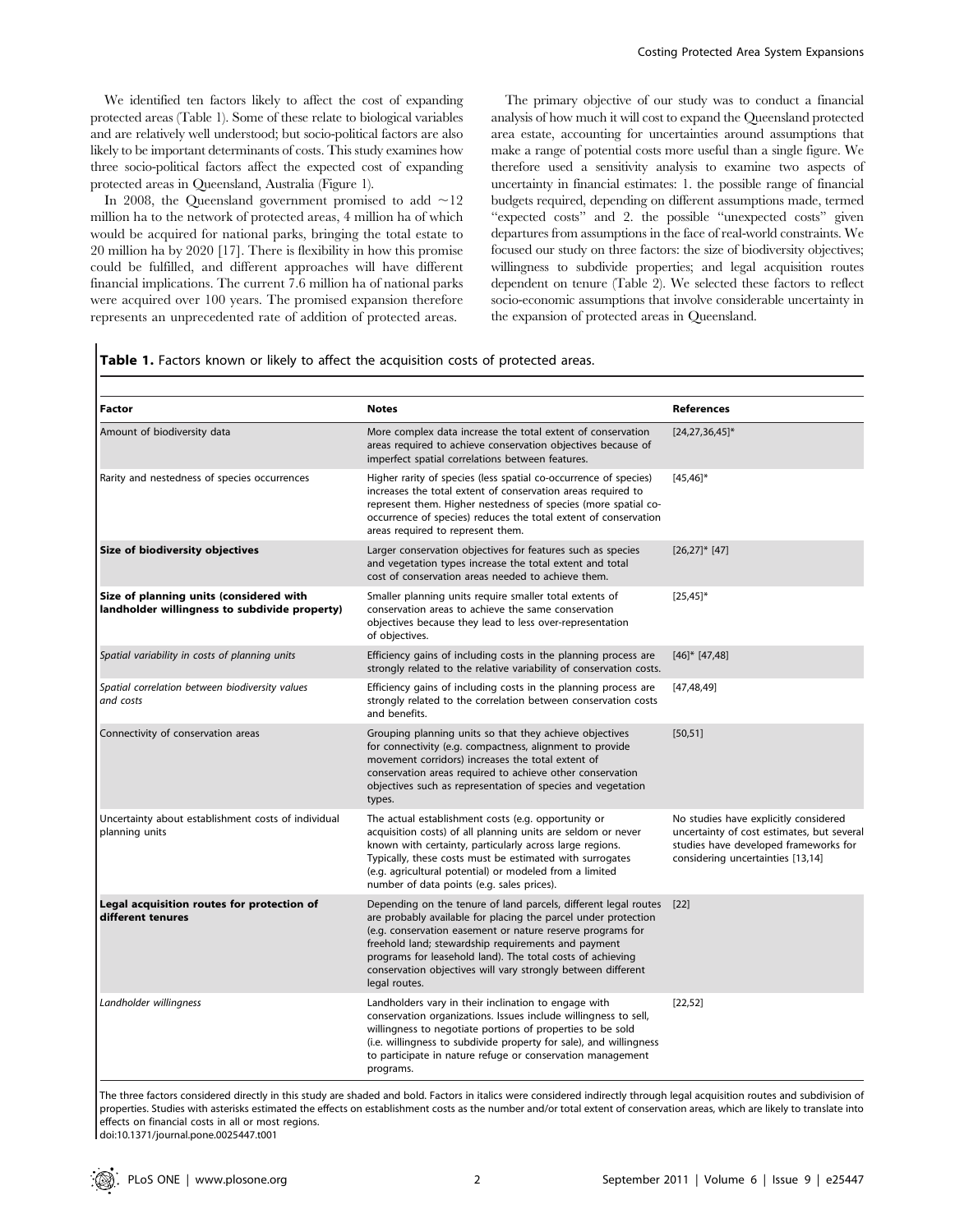We identified ten factors likely to affect the cost of expanding protected areas (Table 1). Some of these relate to biological variables and are relatively well understood; but socio-political factors are also likely to be important determinants of costs. This study examines how three socio-political factors affect the expected cost of expanding protected areas in Queensland, Australia (Figure 1).

In 2008, the Queensland government promised to add ~12 million ha to the network of protected areas, 4 million ha of which would be acquired for national parks, bringing the total estate to 20 million ha by 2020 [17]. There is flexibility in how this promise could be fulfilled, and different approaches will have different financial implications. The current 7.6 million ha of national parks were acquired over 100 years. The promised expansion therefore represents an unprecedented rate of addition of protected areas.

The primary objective of our study was to conduct a financial analysis of how much it will cost to expand the Queensland protected area estate, accounting for uncertainties around assumptions that make a range of potential costs more useful than a single figure. We therefore used a sensitivity analysis to examine two aspects of uncertainty in financial estimates: 1. the possible range of financial budgets required, depending on different assumptions made, termed "expected costs" and 2. the possible "unexpected costs" given departures from assumptions in the face of real-world constraints. We focused our study on three factors: the size of biodiversity objectives; willingness to subdivide properties; and legal acquisition routes dependent on tenure (Table 2). We selected these factors to reflect socio-economic assumptions that involve considerable uncertainty in the expansion of protected areas in Queensland.

**Table 1.** Factors known or likely to affect the acquisition costs of protected areas.

| Factor | Notes | References |
|---|---|---|
| Amount of biodiversity data | More complex data increase the total extent of conservation areas required to achieve conservation objectives because of imperfect spatial correlations between features. | [24,27,36,45]* |
| Rarity and nestedness of species occurrences | Higher rarity of species (less spatial co-occurrence of species) increases the total extent of conservation areas required to represent them. Higher nestedness of species (more spatial co-occurrence of species) reduces the total extent of conservation areas required to represent them. | [45,46]* |
| **Size of biodiversity objectives** | Larger conservation objectives for features such as species and vegetation types increase the total extent and total cost of conservation areas needed to achieve them. | [26,27]* [47] |
| **Size of planning units (considered with landholder willingness to subdivide property)** | Smaller planning units require smaller total extents of conservation areas to achieve the same conservation objectives because they lead to less over-representation of objectives. | [25,45]* |
| *Spatial variability in costs of planning units* | Efficiency gains of including costs in the planning process are strongly related to the relative variability of conservation costs. | [46]* [47,48] |
| *Spatial correlation between biodiversity values and costs* | Efficiency gains of including costs in the planning process are strongly related to the correlation between conservation costs and benefits. | [47,48,49] |
| Connectivity of conservation areas | Grouping planning units so that they achieve objectives for connectivity (e.g. compactness, alignment to provide movement corridors) increases the total extent of conservation areas required to achieve other conservation objectives such as representation of species and vegetation types. | [50,51] |
| Uncertainty about establishment costs of individual planning units | The actual establishment costs (e.g. opportunity or acquisition costs) of all planning units are seldom or never known with certainty, particularly across large regions. Typically, these costs must be estimated with surrogates (e.g. agricultural potential) or modeled from a limited number of data points (e.g. sales prices). | No studies have explicitly considered uncertainty of cost estimates, but several studies have developed frameworks for considering uncertainties [13,14] |
| **Legal acquisition routes for protection of different tenures** | Depending on the tenure of land parcels, different legal routes are probably available for placing the parcel under protection (e.g. conservation easement or nature reserve programs for freehold land; stewardship requirements and payment programs for leasehold land). The total costs of achieving conservation objectives will vary strongly between different legal routes. | [22] |
| *Landholder willingness* | Landholders vary in their inclination to engage with conservation organizations. Issues include willingness to sell, willingness to negotiate portions of properties to be sold (i.e. willingness to subdivide property for sale), and willingness to participate in nature refuge or conservation management programs. | [22,52] |

The three factors considered directly in this study are shaded and bold. Factors in italics were considered indirectly through legal acquisition routes and subdivision of properties. Studies with asterisks estimated the effects on establishment costs as the number and/or total extent of conservation areas, which are likely to translate into effects on financial costs in all or most regions.
doi:10.1371/journal.pone.0025447.t001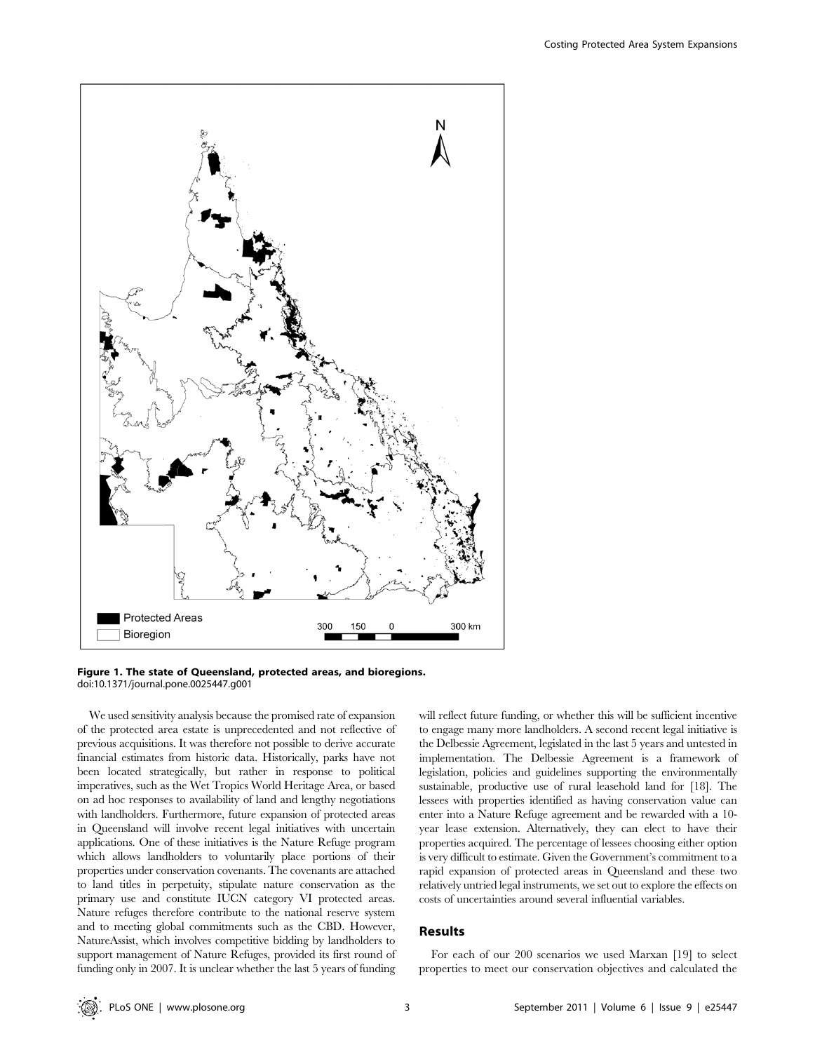**Figure 1. The state of Queensland, protected areas, and bioregions.**
doi:10.1371/journal.pone.0025447.g001

We used sensitivity analysis because the promised rate of expansion of the protected area estate is unprecedented and not reflective of previous acquisitions. It was therefore not possible to derive accurate financial estimates from historic data. Historically, parks have not been located strategically, but rather in response to political imperatives, such as the Wet Tropics World Heritage Area, or based on ad hoc responses to availability of land and lengthy negotiations with landholders. Furthermore, future expansion of protected areas in Queensland will involve recent legal initiatives with uncertain applications. One of these initiatives is the Nature Refuge program which allows landholders to voluntarily place portions of their properties under conservation covenants. The covenants are attached to land titles in perpetuity, stipulate nature conservation as the primary use and constitute IUCN category VI protected areas. Nature refuges therefore contribute to the national reserve system and to meeting global commitments such as the CBD. However, NatureAssist, which involves competitive bidding by landholders to support management of Nature Refuges, provided its first round of funding only in 2007. It is unclear whether the last 5 years of funding will reflect future funding, or whether this will be sufficient incentive to engage many more landholders. A second recent legal initiative is the Delbessie Agreement, legislated in the last 5 years and untested in implementation. The Delbessie Agreement is a framework of legislation, policies and guidelines supporting the environmentally sustainable, productive use of rural leasehold land for [18]. The lessees with properties identified as having conservation value can enter into a Nature Refuge agreement and be rewarded with a 10-year lease extension. Alternatively, they can elect to have their properties acquired. The percentage of lessees choosing either option is very difficult to estimate. Given the Government's commitment to a rapid expansion of protected areas in Queensland and these two relatively untried legal instruments, we set out to explore the effects on costs of uncertainties around several influential variables.

## Results

For each of our 200 scenarios we used Marxan [19] to select properties to meet our conservation objectives and calculated the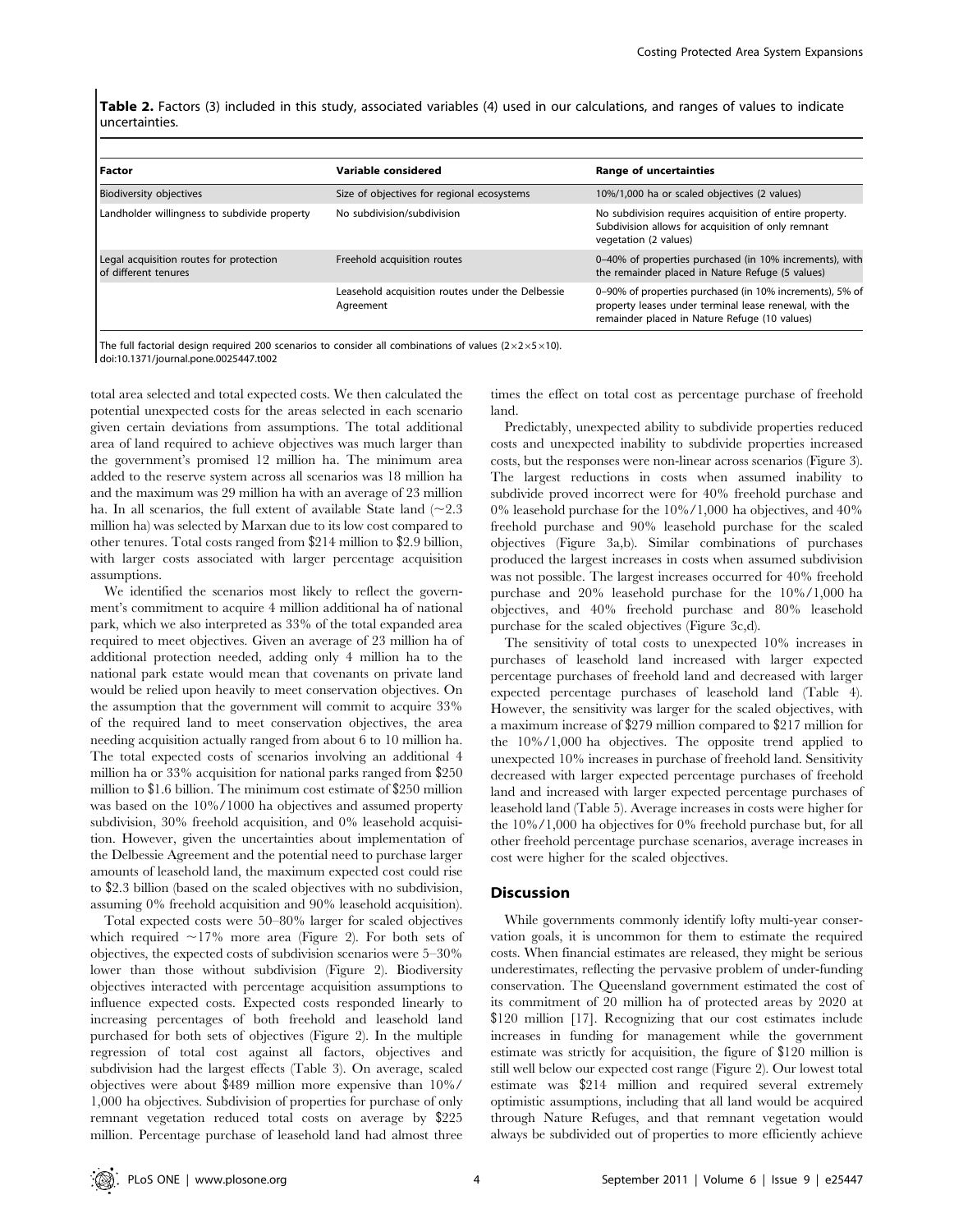**Table 2.** Factors (3) included in this study, associated variables (4) used in our calculations, and ranges of values to indicate uncertainties.

| Factor | Variable considered | Range of uncertainties |
|---|---|---|
| Biodiversity objectives | Size of objectives for regional ecosystems | 10%/1,000 ha or scaled objectives (2 values) |
| Landholder willingness to subdivide property | No subdivision/subdivision | No subdivision requires acquisition of entire property. Subdivision allows for acquisition of only remnant vegetation (2 values) |
| Legal acquisition routes for protection of different tenures | Freehold acquisition routes | 0–40% of properties purchased (in 10% increments), with the remainder placed in Nature Refuge (5 values) |
| | Leasehold acquisition routes under the Delbessie Agreement | 0–90% of properties purchased (in 10% increments), 5% of property leases under terminal lease renewal, with the remainder placed in Nature Refuge (10 values) |

The full factorial design required 200 scenarios to consider all combinations of values ($2\times2\times5\times10$).
doi:10.1371/journal.pone.0025447.t002

total area selected and total expected costs. We then calculated the potential unexpected costs for the areas selected in each scenario given certain deviations from assumptions. The total additional area of land required to achieve objectives was much larger than the government's promised 12 million ha. The minimum area added to the reserve system across all scenarios was 18 million ha and the maximum was 29 million ha with an average of 23 million ha. In all scenarios, the full extent of available State land (~2.3 million ha) was selected by Marxan due to its low cost compared to other tenures. Total costs ranged from $214 million to $2.9 billion, with larger costs associated with larger percentage acquisition assumptions.

We identified the scenarios most likely to reflect the government's commitment to acquire 4 million additional ha of national park, which we also interpreted as 33% of the total expanded area required to meet objectives. Given an average of 23 million ha of additional protection needed, adding only 4 million ha to the national park estate would mean that covenants on private land would be relied upon heavily to meet conservation objectives. On the assumption that the government will commit to acquire 33% of the required land to meet conservation objectives, the area needing acquisition actually ranged from about 6 to 10 million ha. The total expected costs of scenarios involving an additional 4 million ha or 33% acquisition for national parks ranged from $250 million to $1.6 billion. The minimum cost estimate of $250 million was based on the 10%/1000 ha objectives and assumed property subdivision, 30% freehold acquisition, and 0% leasehold acquisition. However, given the uncertainties about implementation of the Delbessie Agreement and the potential need to purchase larger amounts of leasehold land, the maximum expected cost could rise to $2.3 billion (based on the scaled objectives with no subdivision, assuming 0% freehold acquisition and 90% leasehold acquisition).

Total expected costs were 50–80% larger for scaled objectives which required ~17% more area (Figure 2). For both sets of objectives, the expected costs of subdivision scenarios were 5–30% lower than those without subdivision (Figure 2). Biodiversity objectives interacted with percentage acquisition assumptions to influence expected costs. Expected costs responded linearly to increasing percentages of both freehold and leasehold land purchased for both sets of objectives (Figure 2). In the multiple regression of total cost against all factors, objectives and subdivision had the largest effects (Table 3). On average, scaled objectives were about $489 million more expensive than 10%/1,000 ha objectives. Subdivision of properties for purchase of only remnant vegetation reduced total costs on average by $225 million. Percentage purchase of leasehold land had almost three times the effect on total cost as percentage purchase of freehold land.

Predictably, unexpected ability to subdivide properties reduced costs and unexpected inability to subdivide properties increased costs, but the responses were non-linear across scenarios (Figure 3). The largest reductions in costs when assumed inability to subdivide proved incorrect were for 40% freehold purchase and 0% leasehold purchase for the 10%/1,000 ha objectives, and 40% freehold purchase and 90% leasehold purchase for the scaled objectives (Figure 3a,b). Similar combinations of purchases produced the largest increases in costs when assumed subdivision was not possible. The largest increases occurred for 40% freehold purchase and 20% leasehold purchase for the 10%/1,000 ha objectives, and 40% freehold purchase and 80% leasehold purchase for the scaled objectives (Figure 3c,d).

The sensitivity of total costs to unexpected 10% increases in purchases of leasehold land increased with larger expected percentage purchases of freehold land and decreased with larger expected percentage purchases of leasehold land (Table 4). However, the sensitivity was larger for the scaled objectives, with a maximum increase of $279 million compared to $217 million for the 10%/1,000 ha objectives. The opposite trend applied to unexpected 10% increases in purchase of freehold land. Sensitivity decreased with larger expected percentage purchases of freehold land and increased with larger expected percentage purchases of leasehold land (Table 5). Average increases in costs were higher for the 10%/1,000 ha objectives for 0% freehold purchase but, for all other freehold percentage purchase scenarios, average increases in cost were higher for the scaled objectives.

## Discussion

While governments commonly identify lofty multi-year conservation goals, it is uncommon for them to estimate the required costs. When financial estimates are released, they might be serious underestimates, reflecting the pervasive problem of under-funding conservation. The Queensland government estimated the cost of its commitment of 20 million ha of protected areas by 2020 at $120 million [17]. Recognizing that our cost estimates include increases in funding for management while the government estimate was strictly for acquisition, the figure of $120 million is still well below our expected cost range (Figure 2). Our lowest total estimate was $214 million and required several extremely optimistic assumptions, including that all land would be acquired through Nature Refuges, and that remnant vegetation would always be subdivided out of properties to more efficiently achieve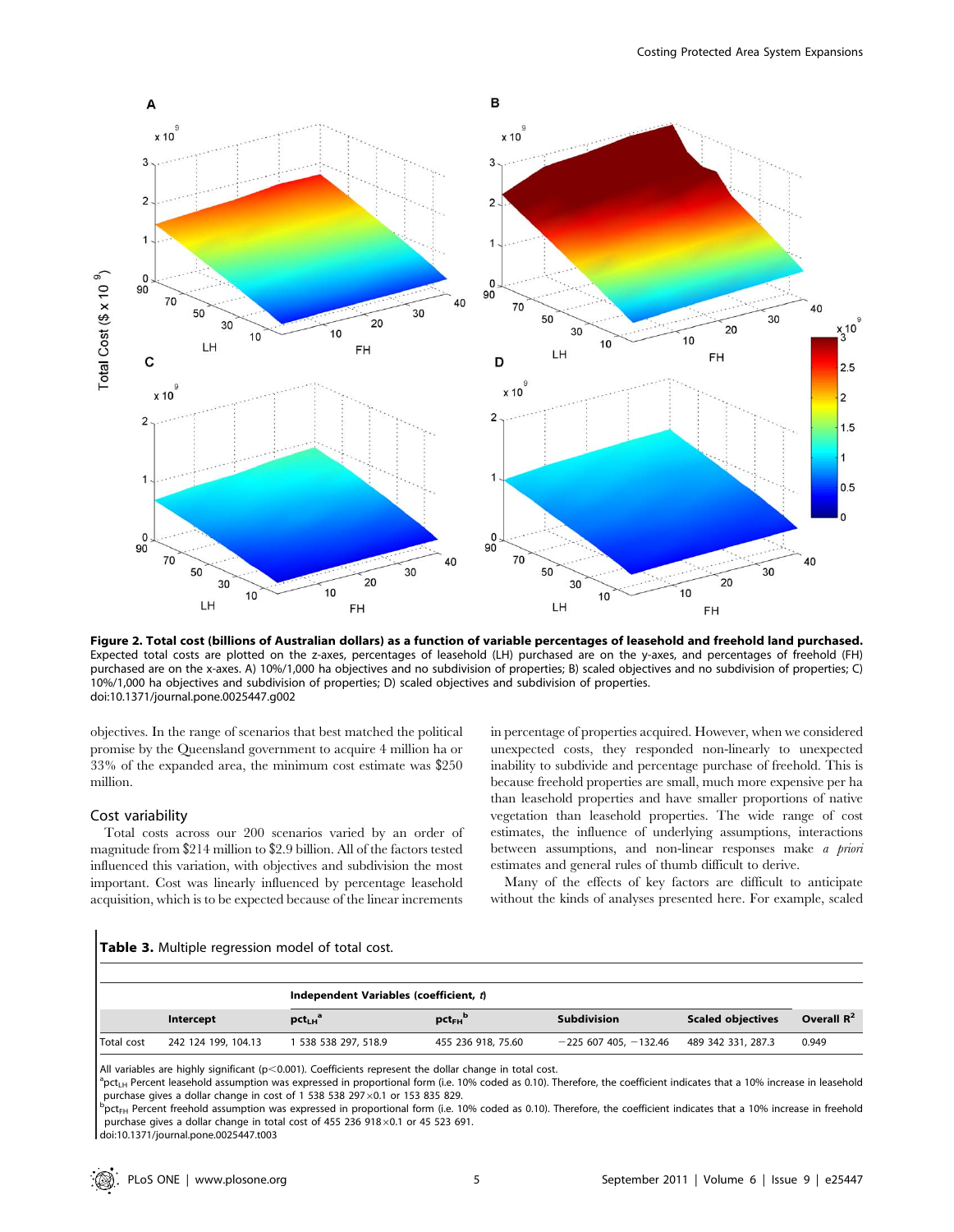**Figure 2. Total cost (billions of Australian dollars) as a function of variable percentages of leasehold and freehold land purchased.** Expected total costs are plotted on the z-axes, percentages of leasehold (LH) purchased are on the y-axes, and percentages of freehold (FH) purchased are on the x-axes. A) 10%/1,000 ha objectives and no subdivision of properties; B) scaled objectives and no subdivision of properties; C) 10%/1,000 ha objectives and subdivision of properties; D) scaled objectives and subdivision of properties.
doi:10.1371/journal.pone.0025447.g002

objectives. In the range of scenarios that best matched the political promise by the Queensland government to acquire 4 million ha or 33% of the expanded area, the minimum cost estimate was $250 million.

## Cost variability

Total costs across our 200 scenarios varied by an order of magnitude from $214 million to $2.9 billion. All of the factors tested influenced this variation, with objectives and subdivision the most important. Cost was linearly influenced by percentage leasehold acquisition, which is to be expected because of the linear increments in percentage of properties acquired. However, when we considered unexpected costs, they responded non-linearly to unexpected inability to subdivide and percentage purchase of freehold. This is because freehold properties are small, much more expensive per ha than leasehold properties and have smaller proportions of native vegetation than leasehold properties. The wide range of cost estimates, the influence of underlying assumptions, interactions between assumptions, and non-linear responses make *a priori* estimates and general rules of thumb difficult to derive.

Many of the effects of key factors are difficult to anticipate without the kinds of analyses presented here. For example, scaled

**Table 3.** Multiple regression model of total cost.

| | Intercept | Independent Variables (coefficient, *t*) $pct_{LH}$ [a] | $pct_{FH}$ [b] | Subdivision | Scaled objectives | Overall $R^2$ |
|---|---|---|---|---|---|---|
| Total cost | 242 124 199, 104.13 | 1 538 538 297, 518.9 | 455 236 918, 75.60 | −225 607 405, −132.46 | 489 342 331, 287.3 | 0.949 |

All variables are highly significant ($p<0.001$). Coefficients represent the dollar change in total cost.
[a] $pct_{LH}$ Percent leasehold assumption was expressed in proportional form (i.e. 10% coded as 0.10). Therefore, the coefficient indicates that a 10% increase in leasehold purchase gives a dollar change in cost of 1 538 538 297×0.1 or 153 835 829.
[b] $pct_{FH}$ Percent freehold assumption was expressed in proportional form (i.e. 10% coded as 0.10). Therefore, the coefficient indicates that a 10% increase in freehold purchase gives a dollar change in total cost of 455 236 918×0.1 or 45 523 691.
doi:10.1371/journal.pone.0025447.t003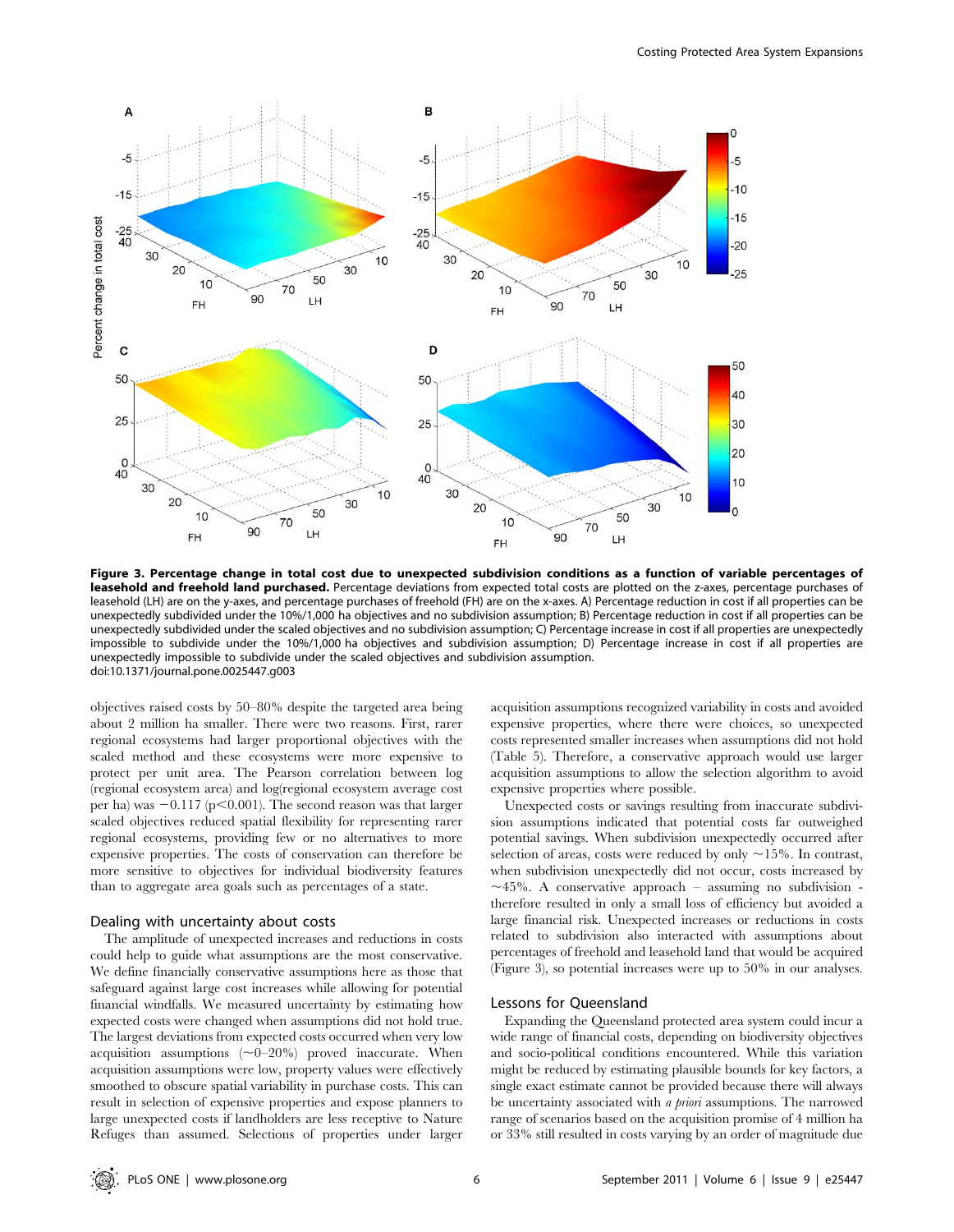**Figure 3. Percentage change in total cost due to unexpected subdivision conditions as a function of variable percentages of leasehold and freehold land purchased.** Percentage deviations from expected total costs are plotted on the z-axes, percentage purchases of leasehold (LH) are on the y-axes, and percentage purchases of freehold (FH) are on the x-axes. A) Percentage reduction in cost if all properties can be unexpectedly subdivided under the 10%/1,000 ha objectives and no subdivision assumption; B) Percentage reduction in cost if all properties can be unexpectedly subdivided under the scaled objectives and no subdivision assumption; C) Percentage increase in cost if all properties are unexpectedly impossible to subdivide under the 10%/1,000 ha objectives and subdivision assumption; D) Percentage increase in cost if all properties are unexpectedly impossible to subdivide under the scaled objectives and subdivision assumption.
doi:10.1371/journal.pone.0025447.g003

objectives raised costs by 50–80% despite the targeted area being about 2 million ha smaller. There were two reasons. First, rarer regional ecosystems had larger proportional objectives with the scaled method and these ecosystems were more expensive to protect per unit area. The Pearson correlation between log (regional ecosystem area) and log(regional ecosystem average cost per ha) was −0.117 ($p<0.001$). The second reason was that larger scaled objectives reduced spatial flexibility for representing rarer regional ecosystems, providing few or no alternatives to more expensive properties. The costs of conservation can therefore be more sensitive to objectives for individual biodiversity features than to aggregate area goals such as percentages of a state.

## Dealing with uncertainty about costs

The amplitude of unexpected increases and reductions in costs could help to guide what assumptions are the most conservative. We define financially conservative assumptions here as those that safeguard against large cost increases while allowing for potential financial windfalls. We measured uncertainty by estimating how expected costs were changed when assumptions did not hold true. The largest deviations from expected costs occurred when very low acquisition assumptions (~0–20%) proved inaccurate. When acquisition assumptions were low, property values were effectively smoothed to obscure spatial variability in purchase costs. This can result in selection of expensive properties and expose planners to large unexpected costs if landholders are less receptive to Nature Refuges than assumed. Selections of properties under larger acquisition assumptions recognized variability in costs and avoided expensive properties, where there were choices, so unexpected costs represented smaller increases when assumptions did not hold (Table 5). Therefore, a conservative approach would use larger acquisition assumptions to allow the selection algorithm to avoid expensive properties where possible.

Unexpected costs or savings resulting from inaccurate subdivision assumptions indicated that potential costs far outweighed potential savings. When subdivision unexpectedly occurred after selection of areas, costs were reduced by only ~15%. In contrast, when subdivision unexpectedly did not occur, costs increased by ~45%. A conservative approach – assuming no subdivision - therefore resulted in only a small loss of efficiency but avoided a large financial risk. Unexpected increases or reductions in costs related to subdivision also interacted with assumptions about percentages of freehold and leasehold land that would be acquired (Figure 3), so potential increases were up to 50% in our analyses.

## Lessons for Queensland

Expanding the Queensland protected area system could incur a wide range of financial costs, depending on biodiversity objectives and socio-political conditions encountered. While this variation might be reduced by estimating plausible bounds for key factors, a single exact estimate cannot be provided because there will always be uncertainty associated with *a priori* assumptions. The narrowed range of scenarios based on the acquisition promise of 4 million ha or 33% still resulted in costs varying by an order of magnitude due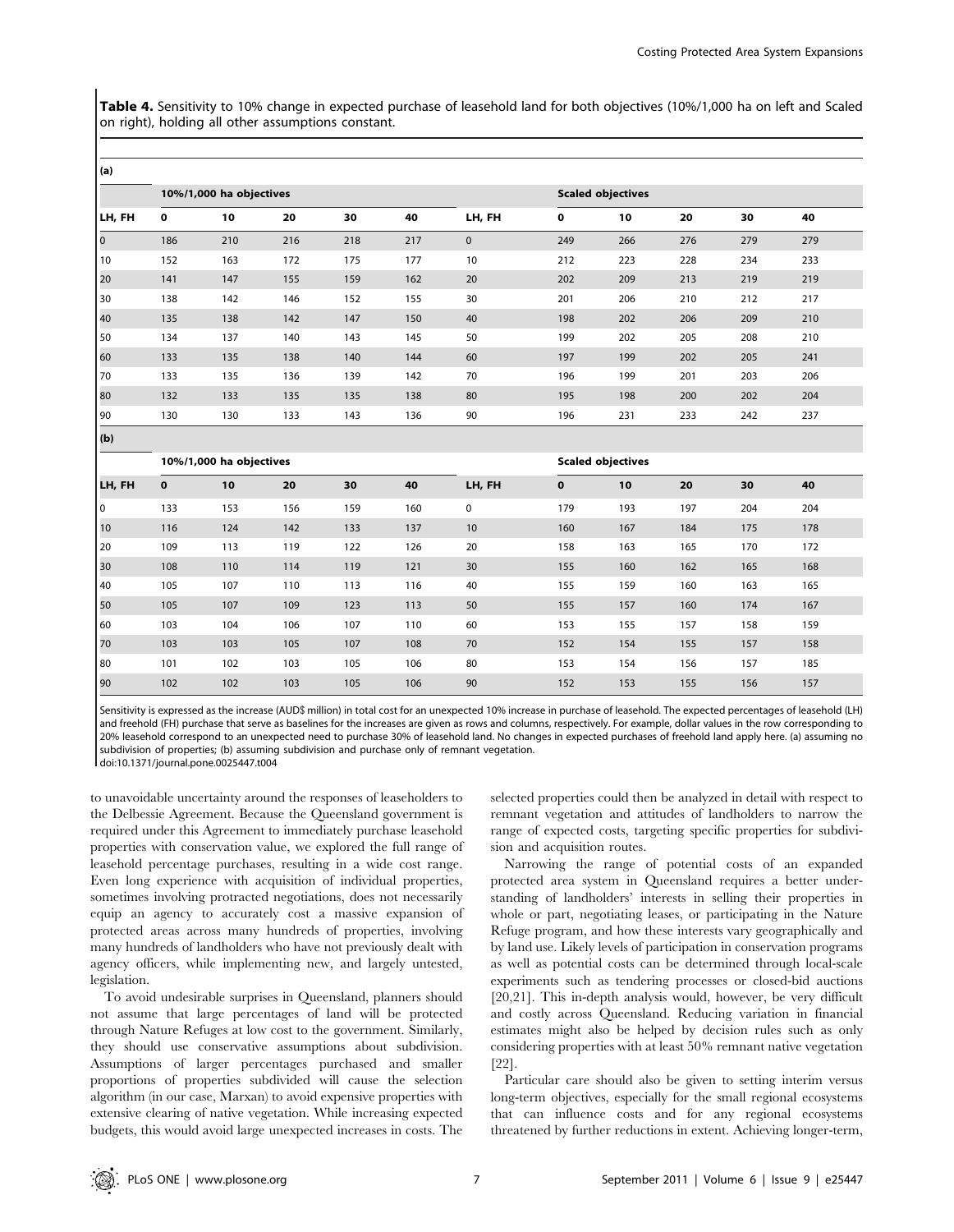**Table 4.** Sensitivity to 10% change in expected purchase of leasehold land for both objectives (10%/1,000 ha on left and Scaled on right), holding all other assumptions constant.

**(a)**

| | 10%/1,000 ha objectives | | | | | | Scaled objectives | | | | |
|---|---|---|---|---|---|---|---|---|---|---|---|
| LH, FH | 0 | 10 | 20 | 30 | 40 | LH, FH | 0 | 10 | 20 | 30 | 40 |
| 0 | 186 | 210 | 216 | 218 | 217 | 0 | 249 | 266 | 276 | 279 | 279 |
| 10 | 152 | 163 | 172 | 175 | 177 | 10 | 212 | 223 | 228 | 234 | 233 |
| 20 | 141 | 147 | 155 | 159 | 162 | 20 | 202 | 209 | 213 | 219 | 219 |
| 30 | 138 | 142 | 146 | 152 | 155 | 30 | 201 | 206 | 210 | 212 | 217 |
| 40 | 135 | 138 | 142 | 147 | 150 | 40 | 198 | 202 | 206 | 209 | 210 |
| 50 | 134 | 137 | 140 | 143 | 145 | 50 | 199 | 202 | 205 | 208 | 210 |
| 60 | 133 | 135 | 138 | 140 | 144 | 60 | 197 | 199 | 202 | 205 | 241 |
| 70 | 133 | 135 | 136 | 139 | 142 | 70 | 196 | 199 | 201 | 203 | 206 |
| 80 | 132 | 133 | 135 | 135 | 138 | 80 | 195 | 198 | 200 | 202 | 204 |
| 90 | 130 | 130 | 133 | 143 | 136 | 90 | 196 | 231 | 233 | 242 | 237 |

**(b)**

| | 10%/1,000 ha objectives | | | | | | Scaled objectives | | | | |
|---|---|---|---|---|---|---|---|---|---|---|---|
| LH, FH | 0 | 10 | 20 | 30 | 40 | LH, FH | 0 | 10 | 20 | 30 | 40 |
| 0 | 133 | 153 | 156 | 159 | 160 | 0 | 179 | 193 | 197 | 204 | 204 |
| 10 | 116 | 124 | 142 | 133 | 137 | 10 | 160 | 167 | 184 | 175 | 178 |
| 20 | 109 | 113 | 119 | 122 | 126 | 20 | 158 | 163 | 165 | 170 | 172 |
| 30 | 108 | 110 | 114 | 119 | 121 | 30 | 155 | 160 | 162 | 165 | 168 |
| 40 | 105 | 107 | 110 | 113 | 116 | 40 | 155 | 159 | 160 | 163 | 165 |
| 50 | 105 | 107 | 109 | 123 | 113 | 50 | 155 | 157 | 160 | 174 | 167 |
| 60 | 103 | 104 | 106 | 107 | 110 | 60 | 153 | 155 | 157 | 158 | 159 |
| 70 | 103 | 103 | 105 | 107 | 108 | 70 | 152 | 154 | 155 | 157 | 158 |
| 80 | 101 | 102 | 103 | 105 | 106 | 80 | 153 | 154 | 156 | 157 | 185 |
| 90 | 102 | 102 | 103 | 105 | 106 | 90 | 152 | 153 | 155 | 156 | 157 |

Sensitivity is expressed as the increase (AUD$ million) in total cost for an unexpected 10% increase in purchase of leasehold. The expected percentages of leasehold (LH) and freehold (FH) purchase that serve as baselines for the increases are given as rows and columns, respectively. For example, dollar values in the row corresponding to 20% leasehold correspond to an unexpected need to purchase 30% of leasehold land. No changes in expected purchases of freehold land apply here. (a) assuming no subdivision of properties; (b) assuming subdivision and purchase only of remnant vegetation.

doi:10.1371/journal.pone.0025447.t004

to unavoidable uncertainty around the responses of leaseholders to the Delbessie Agreement. Because the Queensland government is required under this Agreement to immediately purchase leasehold properties with conservation value, we explored the full range of leasehold percentage purchases, resulting in a wide cost range. Even long experience with acquisition of individual properties, sometimes involving protracted negotiations, does not necessarily equip an agency to accurately cost a massive expansion of protected areas across many hundreds of properties, involving many hundreds of landholders who have not previously dealt with agency officers, while implementing new, and largely untested, legislation.

To avoid undesirable surprises in Queensland, planners should not assume that large percentages of land will be protected through Nature Refuges at low cost to the government. Similarly, they should use conservative assumptions about subdivision. Assumptions of larger percentages purchased and smaller proportions of properties subdivided will cause the selection algorithm (in our case, Marxan) to avoid expensive properties with extensive clearing of native vegetation. While increasing expected budgets, this would avoid large unexpected increases in costs. The selected properties could then be analyzed in detail with respect to remnant vegetation and attitudes of landholders to narrow the range of expected costs, targeting specific properties for subdivision and acquisition routes.

Narrowing the range of potential costs of an expanded protected area system in Queensland requires a better understanding of landholders' interests in selling their properties in whole or part, negotiating leases, or participating in the Nature Refuge program, and how these interests vary geographically and by land use. Likely levels of participation in conservation programs as well as potential costs can be determined through local-scale experiments such as tendering processes or closed-bid auctions [20,21]. This in-depth analysis would, however, be very difficult and costly across Queensland. Reducing variation in financial estimates might also be helped by decision rules such as only considering properties with at least 50% remnant native vegetation [22].

Particular care should also be given to setting interim versus long-term objectives, especially for the small regional ecosystems that can influence costs and for any regional ecosystems threatened by further reductions in extent. Achieving longer-term,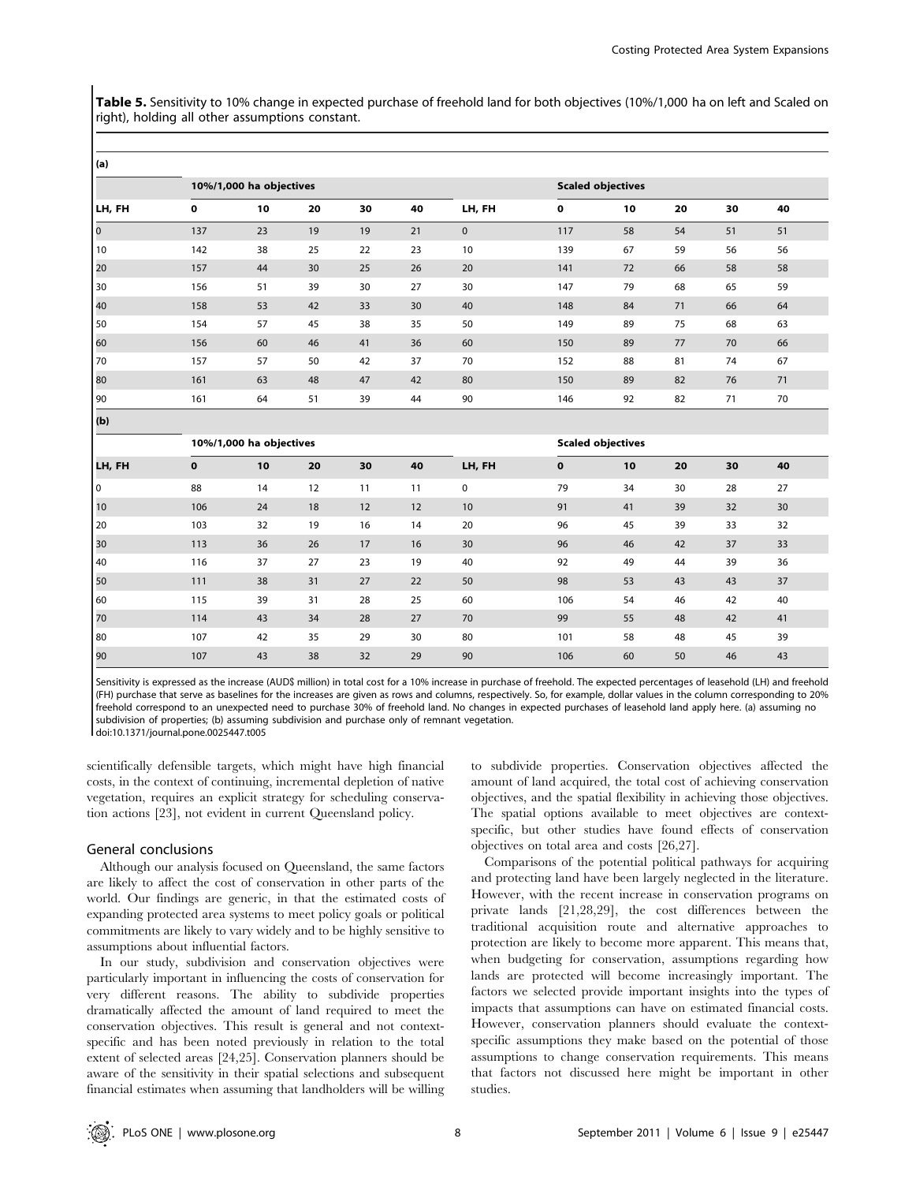**Table 5.** Sensitivity to 10% change in expected purchase of freehold land for both objectives (10%/1,000 ha on left and Scaled on right), holding all other assumptions constant.

**(a)**

| | 10%/1,000 ha objectives | | | | | | Scaled objectives | | | | |
|---|---|---|---|---|---|---|---|---|---|---|---|
| LH, FH | 0 | 10 | 20 | 30 | 40 | LH, FH | 0 | 10 | 20 | 30 | 40 |
| 0 | 137 | 23 | 19 | 19 | 21 | 0 | 117 | 58 | 54 | 51 | 51 |
| 10 | 142 | 38 | 25 | 22 | 23 | 10 | 139 | 67 | 59 | 56 | 56 |
| 20 | 157 | 44 | 30 | 25 | 26 | 20 | 141 | 72 | 66 | 58 | 58 |
| 30 | 156 | 51 | 39 | 30 | 27 | 30 | 147 | 79 | 68 | 65 | 59 |
| 40 | 158 | 53 | 42 | 33 | 30 | 40 | 148 | 84 | 71 | 66 | 64 |
| 50 | 154 | 57 | 45 | 38 | 35 | 50 | 149 | 89 | 75 | 68 | 63 |
| 60 | 156 | 60 | 46 | 41 | 36 | 60 | 150 | 89 | 77 | 70 | 66 |
| 70 | 157 | 57 | 50 | 42 | 37 | 70 | 152 | 88 | 81 | 74 | 67 |
| 80 | 161 | 63 | 48 | 47 | 42 | 80 | 150 | 89 | 82 | 76 | 71 |
| 90 | 161 | 64 | 51 | 39 | 44 | 90 | 146 | 92 | 82 | 71 | 70 |

**(b)**

| | 10%/1,000 ha objectives | | | | | | Scaled objectives | | | | |
|---|---|---|---|---|---|---|---|---|---|---|---|
| LH, FH | 0 | 10 | 20 | 30 | 40 | LH, FH | 0 | 10 | 20 | 30 | 40 |
| 0 | 88 | 14 | 12 | 11 | 11 | 0 | 79 | 34 | 30 | 28 | 27 |
| 10 | 106 | 24 | 18 | 12 | 12 | 10 | 91 | 41 | 39 | 32 | 30 |
| 20 | 103 | 32 | 19 | 16 | 14 | 20 | 96 | 45 | 39 | 33 | 32 |
| 30 | 113 | 36 | 26 | 17 | 16 | 30 | 96 | 46 | 42 | 37 | 33 |
| 40 | 116 | 37 | 27 | 23 | 19 | 40 | 92 | 49 | 44 | 39 | 36 |
| 50 | 111 | 38 | 31 | 27 | 22 | 50 | 98 | 53 | 43 | 43 | 37 |
| 60 | 115 | 39 | 31 | 28 | 25 | 60 | 106 | 54 | 46 | 42 | 40 |
| 70 | 114 | 43 | 34 | 28 | 27 | 70 | 99 | 55 | 48 | 42 | 41 |
| 80 | 107 | 42 | 35 | 29 | 30 | 80 | 101 | 58 | 48 | 45 | 39 |
| 90 | 107 | 43 | 38 | 32 | 29 | 90 | 106 | 60 | 50 | 46 | 43 |

Sensitivity is expressed as the increase (AUD$ million) in total cost for a 10% increase in purchase of freehold. The expected percentages of leasehold (LH) and freehold (FH) purchase that serve as baselines for the increases are given as rows and columns, respectively. So, for example, dollar values in the column corresponding to 20% freehold correspond to an unexpected need to purchase 30% of freehold land. No changes in expected purchases of leasehold land apply here. (a) assuming no subdivision of properties; (b) assuming subdivision and purchase only of remnant vegetation.
doi:10.1371/journal.pone.0025447.t005

scientifically defensible targets, which might have high financial costs, in the context of continuing, incremental depletion of native vegetation, requires an explicit strategy for scheduling conservation actions [23], not evident in current Queensland policy.

## General conclusions

Although our analysis focused on Queensland, the same factors are likely to affect the cost of conservation in other parts of the world. Our findings are generic, in that the estimated costs of expanding protected area systems to meet policy goals or political commitments are likely to vary widely and to be highly sensitive to assumptions about influential factors.

In our study, subdivision and conservation objectives were particularly important in influencing the costs of conservation for very different reasons. The ability to subdivide properties dramatically affected the amount of land required to meet the conservation objectives. This result is general and not context-specific and has been noted previously in relation to the total extent of selected areas [24,25]. Conservation planners should be aware of the sensitivity in their spatial selections and subsequent financial estimates when assuming that landholders will be willing to subdivide properties. Conservation objectives affected the amount of land acquired, the total cost of achieving conservation objectives, and the spatial flexibility in achieving those objectives. The spatial options available to meet objectives are context-specific, but other studies have found effects of conservation objectives on total area and costs [26,27].

Comparisons of the potential political pathways for acquiring and protecting land have been largely neglected in the literature. However, with the recent increase in conservation programs on private lands [21,28,29], the cost differences between the traditional acquisition route and alternative approaches to protection are likely to become more apparent. This means that, when budgeting for conservation, assumptions regarding how lands are protected will become increasingly important. The factors we selected provide important insights into the types of impacts that assumptions can have on estimated financial costs. However, conservation planners should evaluate the context-specific assumptions they make based on the potential of those assumptions to change conservation requirements. This means that factors not discussed here might be important in other studies.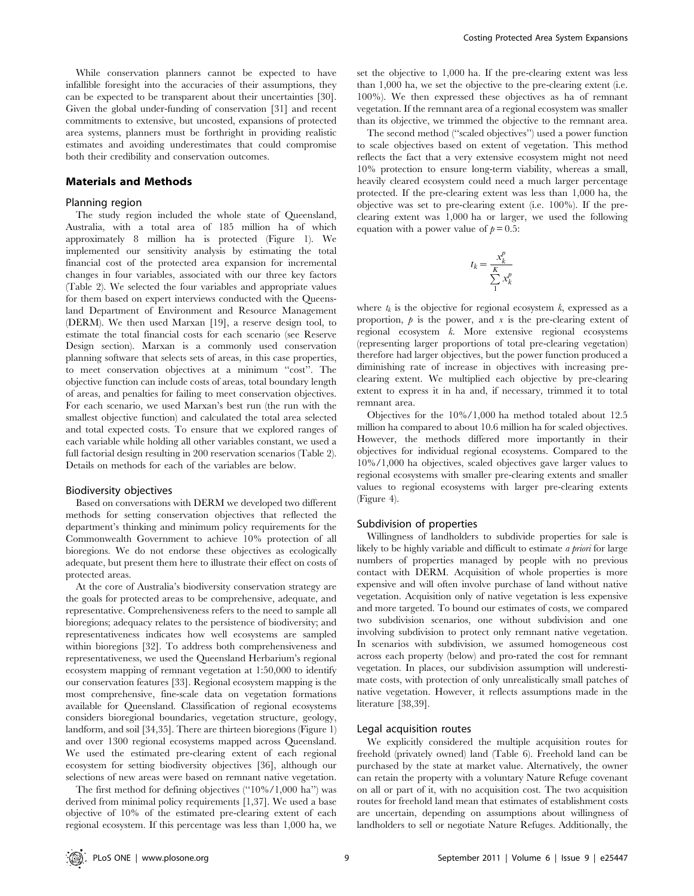While conservation planners cannot be expected to have infallible foresight into the accuracies of their assumptions, they can be expected to be transparent about their uncertainties [30]. Given the global under-funding of conservation [31] and recent commitments to extensive, but uncosted, expansions of protected area systems, planners must be forthright in providing realistic estimates and avoiding underestimates that could compromise both their credibility and conservation outcomes.

## Materials and Methods

### Planning region

The study region included the whole state of Queensland, Australia, with a total area of 185 million ha of which approximately 8 million ha is protected (Figure 1). We implemented our sensitivity analysis by estimating the total financial cost of the protected area expansion for incremental changes in four variables, associated with our three key factors (Table 2). We selected the four variables and appropriate values for them based on expert interviews conducted with the Queensland Department of Environment and Resource Management (DERM). We then used Marxan [19], a reserve design tool, to estimate the total financial costs for each scenario (see Reserve Design section). Marxan is a commonly used conservation planning software that selects sets of areas, in this case properties, to meet conservation objectives at a minimum "cost". The objective function can include costs of areas, total boundary length of areas, and penalties for failing to meet conservation objectives. For each scenario, we used Marxan's best run (the run with the smallest objective function) and calculated the total area selected and total expected costs. To ensure that we explored ranges of each variable while holding all other variables constant, we used a full factorial design resulting in 200 reservation scenarios (Table 2). Details on methods for each of the variables are below.

### Biodiversity objectives

Based on conversations with DERM we developed two different methods for setting conservation objectives that reflected the department's thinking and minimum policy requirements for the Commonwealth Government to achieve 10% protection of all bioregions. We do not endorse these objectives as ecologically adequate, but present them here to illustrate their effect on costs of protected areas.

At the core of Australia's biodiversity conservation strategy are the goals for protected areas to be comprehensive, adequate, and representative. Comprehensiveness refers to the need to sample all bioregions; adequacy relates to the persistence of biodiversity; and representativeness indicates how well ecosystems are sampled within bioregions [32]. To address both comprehensiveness and representativeness, we used the Queensland Herbarium's regional ecosystem mapping of remnant vegetation at 1:50,000 to identify our conservation features [33]. Regional ecosystem mapping is the most comprehensive, fine-scale data on vegetation formations available for Queensland. Classification of regional ecosystems considers bioregional boundaries, vegetation structure, geology, landform, and soil [34,35]. There are thirteen bioregions (Figure 1) and over 1300 regional ecosystems mapped across Queensland. We used the estimated pre-clearing extent of each regional ecosystem for setting biodiversity objectives [36], although our selections of new areas were based on remnant native vegetation.

The first method for defining objectives ("10%/1,000 ha") was derived from minimal policy requirements [1,37]. We used a base objective of 10% of the estimated pre-clearing extent of each regional ecosystem. If this percentage was less than 1,000 ha, we set the objective to 1,000 ha. If the pre-clearing extent was less than 1,000 ha, we set the objective to the pre-clearing extent (i.e. 100%). We then expressed these objectives as ha of remnant vegetation. If the remnant area of a regional ecosystem was smaller than its objective, we trimmed the objective to the remnant area.

The second method ("scaled objectives") used a power function to scale objectives based on extent of vegetation. This method reflects the fact that a very extensive ecosystem might not need 10% protection to ensure long-term viability, whereas a small, heavily cleared ecosystem could need a much larger percentage protected. If the pre-clearing extent was less than 1,000 ha, the objective was set to pre-clearing extent (i.e. 100%). If the pre-clearing extent was 1,000 ha or larger, we used the following equation with a power value of $p = 0.5$:

$$t_k = \frac{x_k^p}{\sum_{1}^{K} x_k^p}$$

where $t_k$ is the objective for regional ecosystem $k$, expressed as a proportion, $p$ is the power, and $x$ is the pre-clearing extent of regional ecosystem $k$. More extensive regional ecosystems (representing larger proportions of total pre-clearing vegetation) therefore had larger objectives, but the power function produced a diminishing rate of increase in objectives with increasing pre-clearing extent. We multiplied each objective by pre-clearing extent to express it in ha and, if necessary, trimmed it to total remnant area.

Objectives for the 10%/1,000 ha method totaled about 12.5 million ha compared to about 10.6 million ha for scaled objectives. However, the methods differed more importantly in their objectives for individual regional ecosystems. Compared to the 10%/1,000 ha objectives, scaled objectives gave larger values to regional ecosystems with smaller pre-clearing extents and smaller values to regional ecosystems with larger pre-clearing extents (Figure 4).

### Subdivision of properties

Willingness of landholders to subdivide properties for sale is likely to be highly variable and difficult to estimate *a priori* for large numbers of properties managed by people with no previous contact with DERM. Acquisition of whole properties is more expensive and will often involve purchase of land without native vegetation. Acquisition only of native vegetation is less expensive and more targeted. To bound our estimates of costs, we compared two subdivision scenarios, one without subdivision and one involving subdivision to protect only remnant native vegetation. In scenarios with subdivision, we assumed homogeneous cost across each property (below) and pro-rated the cost for remnant vegetation. In places, our subdivision assumption will underestimate costs, with protection of only unrealistically small patches of native vegetation. However, it reflects assumptions made in the literature [38,39].

### Legal acquisition routes

We explicitly considered the multiple acquisition routes for freehold (privately owned) land (Table 6). Freehold land can be purchased by the state at market value. Alternatively, the owner can retain the property with a voluntary Nature Refuge covenant on all or part of it, with no acquisition cost. The two acquisition routes for freehold land mean that estimates of establishment costs are uncertain, depending on assumptions about willingness of landholders to sell or negotiate Nature Refuges. Additionally, the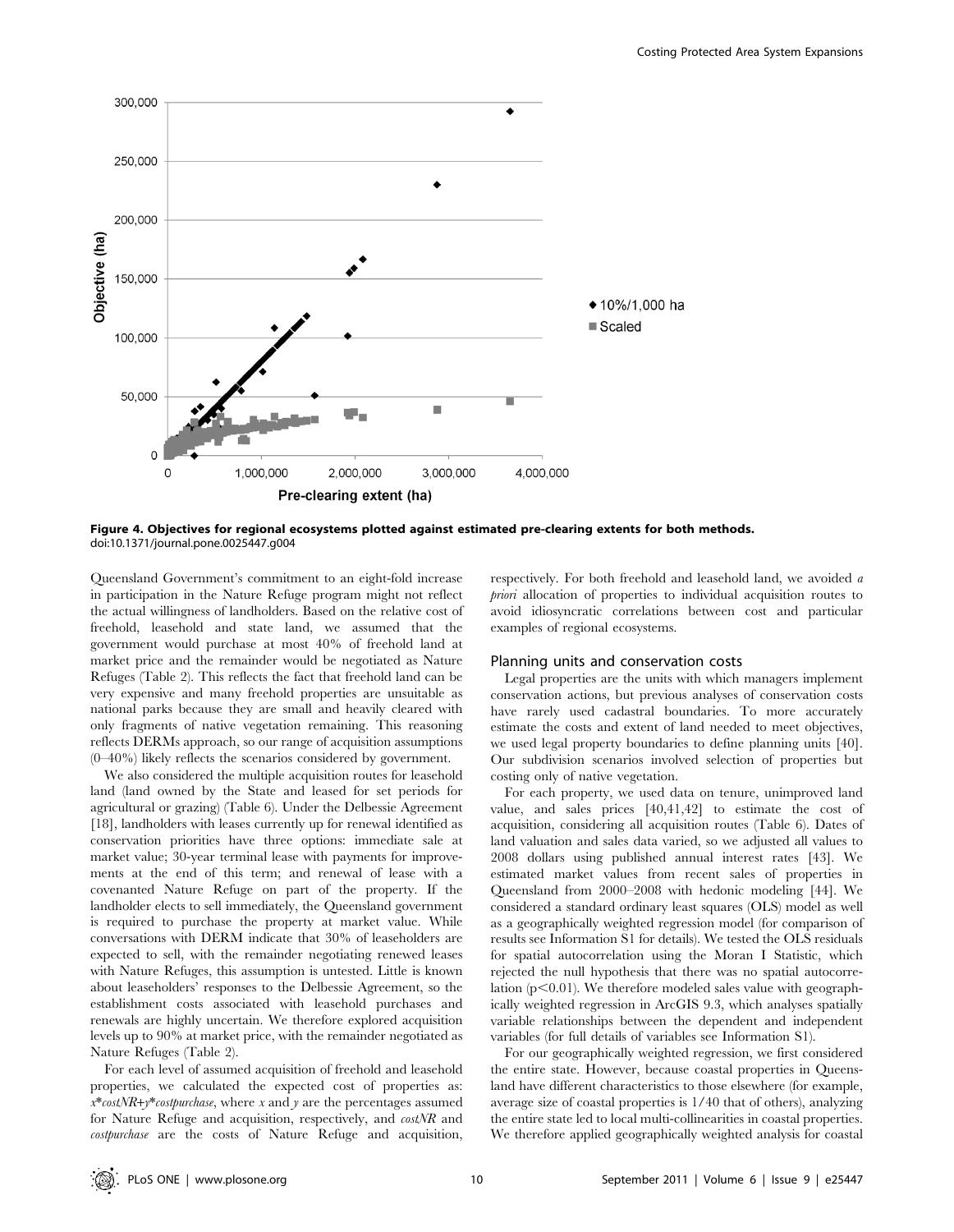**Figure 4. Objectives for regional ecosystems plotted against estimated pre-clearing extents for both methods.**
doi:10.1371/journal.pone.0025447.g004

Queensland Government's commitment to an eight-fold increase in participation in the Nature Refuge program might not reflect the actual willingness of landholders. Based on the relative cost of freehold, leasehold and state land, we assumed that the government would purchase at most 40% of freehold land at market price and the remainder would be negotiated as Nature Refuges (Table 2). This reflects the fact that freehold land can be very expensive and many freehold properties are unsuitable as national parks because they are small and heavily cleared with only fragments of native vegetation remaining. This reasoning reflects DERMs approach, so our range of acquisition assumptions (0–40%) likely reflects the scenarios considered by government.

We also considered the multiple acquisition routes for leasehold land (land owned by the State and leased for set periods for agricultural or grazing) (Table 6). Under the Delbessie Agreement [18], landholders with leases currently up for renewal identified as conservation priorities have three options: immediate sale at market value; 30-year terminal lease with payments for improvements at the end of this term; and renewal of lease with a covenanted Nature Refuge on part of the property. If the landholder elects to sell immediately, the Queensland government is required to purchase the property at market value. While conversations with DERM indicate that 30% of leaseholders are expected to sell, with the remainder negotiating renewed leases with Nature Refuges, this assumption is untested. Little is known about leaseholders' responses to the Delbessie Agreement, so the establishment costs associated with leasehold purchases and renewals are highly uncertain. We therefore explored acquisition levels up to 90% at market price, with the remainder negotiated as Nature Refuges (Table 2).

For each level of assumed acquisition of freehold and leasehold properties, we calculated the expected cost of properties as: $x*costNR+y*costpurchase$, where $x$ and $y$ are the percentages assumed for Nature Refuge and acquisition, respectively, and *costNR* and *costpurchase* are the costs of Nature Refuge and acquisition, respectively. For both freehold and leasehold land, we avoided *a priori* allocation of properties to individual acquisition routes to avoid idiosyncratic correlations between cost and particular examples of regional ecosystems.

### Planning units and conservation costs

Legal properties are the units with which managers implement conservation actions, but previous analyses of conservation costs have rarely used cadastral boundaries. To more accurately estimate the costs and extent of land needed to meet objectives, we used legal property boundaries to define planning units [40]. Our subdivision scenarios involved selection of properties but costing only of native vegetation.

For each property, we used data on tenure, unimproved land value, and sales prices [40,41,42] to estimate the cost of acquisition, considering all acquisition routes (Table 6). Dates of land valuation and sales data varied, so we adjusted all values to 2008 dollars using published annual interest rates [43]. We estimated market values from recent sales of properties in Queensland from 2000–2008 with hedonic modeling [44]. We considered a standard ordinary least squares (OLS) model as well as a geographically weighted regression model (for comparison of results see Information S1 for details). We tested the OLS residuals for spatial autocorrelation using the Moran I Statistic, which rejected the null hypothesis that there was no spatial autocorrelation ($p<0.01$). We therefore modeled sales value with geographically weighted regression in ArcGIS 9.3, which analyses spatially variable relationships between the dependent and independent variables (for full details of variables see Information S1).

For our geographically weighted regression, we first considered the entire state. However, because coastal properties in Queensland have different characteristics to those elsewhere (for example, average size of coastal properties is 1/40 that of others), analyzing the entire state led to local multi-collinearities in coastal properties. We therefore applied geographically weighted analysis for coastal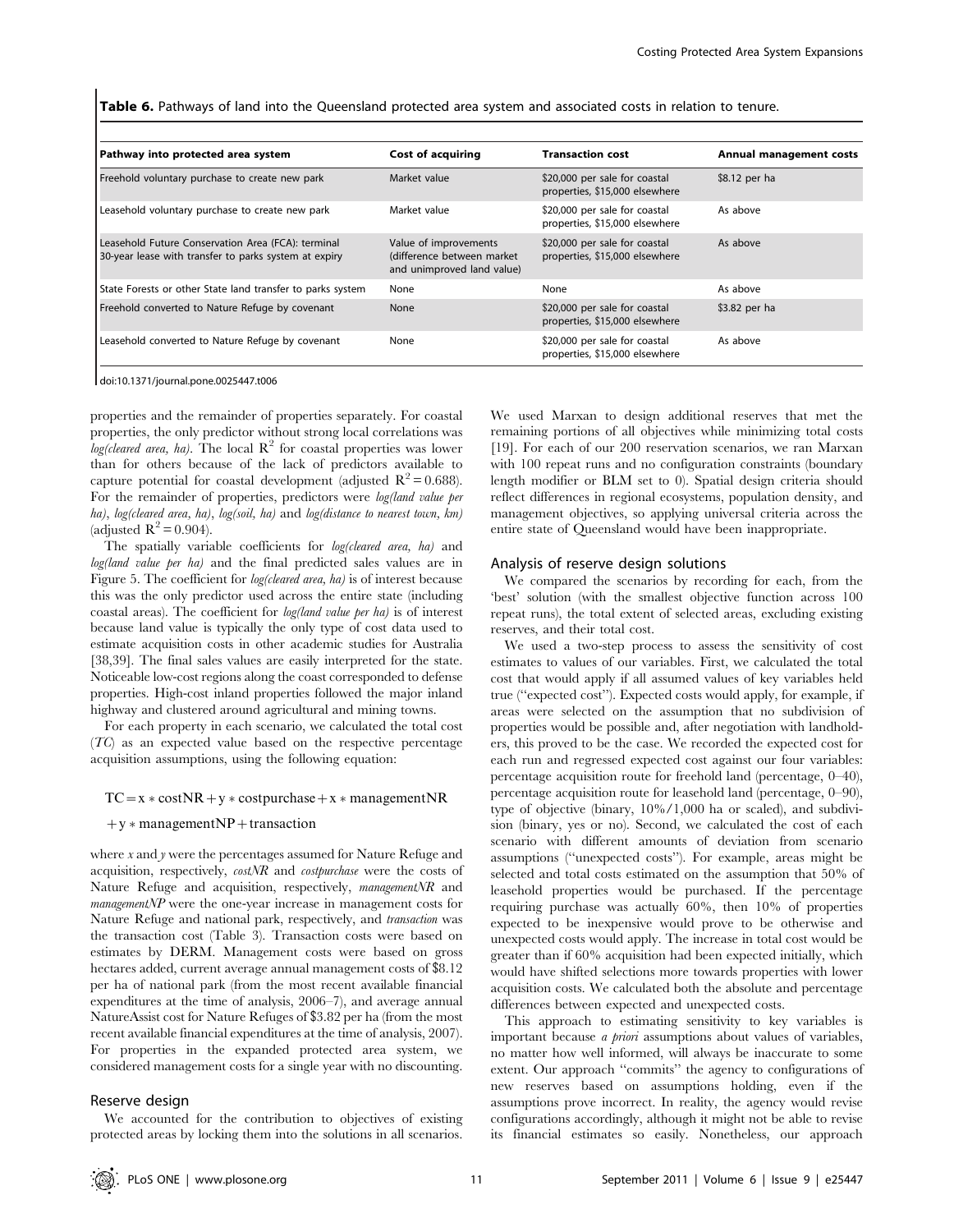**Table 6.** Pathways of land into the Queensland protected area system and associated costs in relation to tenure.

| Pathway into protected area system | Cost of acquiring | Transaction cost | Annual management costs |
|---|---|---|---|
| Freehold voluntary purchase to create new park | Market value | \$20,000 per sale for coastal properties, \$15,000 elsewhere | \$8.12 per ha |
| Leasehold voluntary purchase to create new park | Market value | \$20,000 per sale for coastal properties, \$15,000 elsewhere | As above |
| Leasehold Future Conservation Area (FCA): terminal 30-year lease with transfer to parks system at expiry | Value of improvements (difference between market and unimproved land value) | \$20,000 per sale for coastal properties, \$15,000 elsewhere | As above |
| State Forests or other State land transfer to parks system | None | None | As above |
| Freehold converted to Nature Refuge by covenant | None | \$20,000 per sale for coastal properties, \$15,000 elsewhere | \$3.82 per ha |
| Leasehold converted to Nature Refuge by covenant | None | \$20,000 per sale for coastal properties, \$15,000 elsewhere | As above |

doi:10.1371/journal.pone.0025447.t006

properties and the remainder of properties separately. For coastal properties, the only predictor without strong local correlations was *log(cleared area, ha)*. The local $R^2$ for coastal properties was lower than for others because of the lack of predictors available to capture potential for coastal development (adjusted $R^2 = 0.688$). For the remainder of properties, predictors were *log(land value per ha)*, *log(cleared area, ha)*, *log(soil, ha)* and *log(distance to nearest town, km)* (adjusted $R^2 = 0.904$).

The spatially variable coefficients for *log(cleared area, ha)* and *log(land value per ha)* and the final predicted sales values are in Figure 5. The coefficient for *log(cleared area, ha)* is of interest because this was the only predictor used across the entire state (including coastal areas). The coefficient for *log(land value per ha)* is of interest because land value is typically the only type of cost data used to estimate acquisition costs in other academic studies for Australia [38,39]. The final sales values are easily interpreted for the state. Noticeable low-cost regions along the coast corresponded to defense properties. High-cost inland properties followed the major inland highway and clustered around agricultural and mining towns.

For each property in each scenario, we calculated the total cost (*TC*) as an expected value based on the respective percentage acquisition assumptions, using the following equation:

$$TC = x * costNR + y * costpurchase + x * managementNR$$
$$+ y * managementNP + transaction$$

where *x* and *y* were the percentages assumed for Nature Refuge and acquisition, respectively, *costNR* and *costpurchase* were the costs of Nature Refuge and acquisition, respectively, *managementNR* and *managementNP* were the one-year increase in management costs for Nature Refuge and national park, respectively, and *transaction* was the transaction cost (Table 3). Transaction costs were based on estimates by DERM. Management costs were based on gross hectares added, current average annual management costs of \$8.12 per ha of national park (from the most recent available financial expenditures at the time of analysis, 2006–7), and average annual NatureAssist cost for Nature Refuges of \$3.82 per ha (from the most recent available financial expenditures at the time of analysis, 2007). For properties in the expanded protected area system, we considered management costs for a single year with no discounting.

## Reserve design

We accounted for the contribution to objectives of existing protected areas by locking them into the solutions in all scenarios. We used Marxan to design additional reserves that met the remaining portions of all objectives while minimizing total costs [19]. For each of our 200 reservation scenarios, we ran Marxan with 100 repeat runs and no configuration constraints (boundary length modifier or BLM set to 0). Spatial design criteria should reflect differences in regional ecosystems, population density, and management objectives, so applying universal criteria across the entire state of Queensland would have been inappropriate.

## Analysis of reserve design solutions

We compared the scenarios by recording for each, from the 'best' solution (with the smallest objective function across 100 repeat runs), the total extent of selected areas, excluding existing reserves, and their total cost.

We used a two-step process to assess the sensitivity of cost estimates to values of our variables. First, we calculated the total cost that would apply if all assumed values of key variables held true ("expected cost"). Expected costs would apply, for example, if areas were selected on the assumption that no subdivision of properties would be possible and, after negotiation with landholders, this proved to be the case. We recorded the expected cost for each run and regressed expected cost against our four variables: percentage acquisition route for freehold land (percentage, 0–40), percentage acquisition route for leasehold land (percentage, 0–90), type of objective (binary, 10%/1,000 ha or scaled), and subdivision (binary, yes or no). Second, we calculated the cost of each scenario with different amounts of deviation from scenario assumptions ("unexpected costs"). For example, areas might be selected and total costs estimated on the assumption that 50% of leasehold properties would be purchased. If the percentage requiring purchase was actually 60%, then 10% of properties expected to be inexpensive would prove to be otherwise and unexpected costs would apply. The increase in total cost would be greater than if 60% acquisition had been expected initially, which would have shifted selections more towards properties with lower acquisition costs. We calculated both the absolute and percentage differences between expected and unexpected costs.

This approach to estimating sensitivity to key variables is important because *a priori* assumptions about values of variables, no matter how well informed, will always be inaccurate to some extent. Our approach "commits" the agency to configurations of new reserves based on assumptions holding, even if the assumptions prove incorrect. In reality, the agency would revise configurations accordingly, although it might not be able to revise its financial estimates so easily. Nonetheless, our approach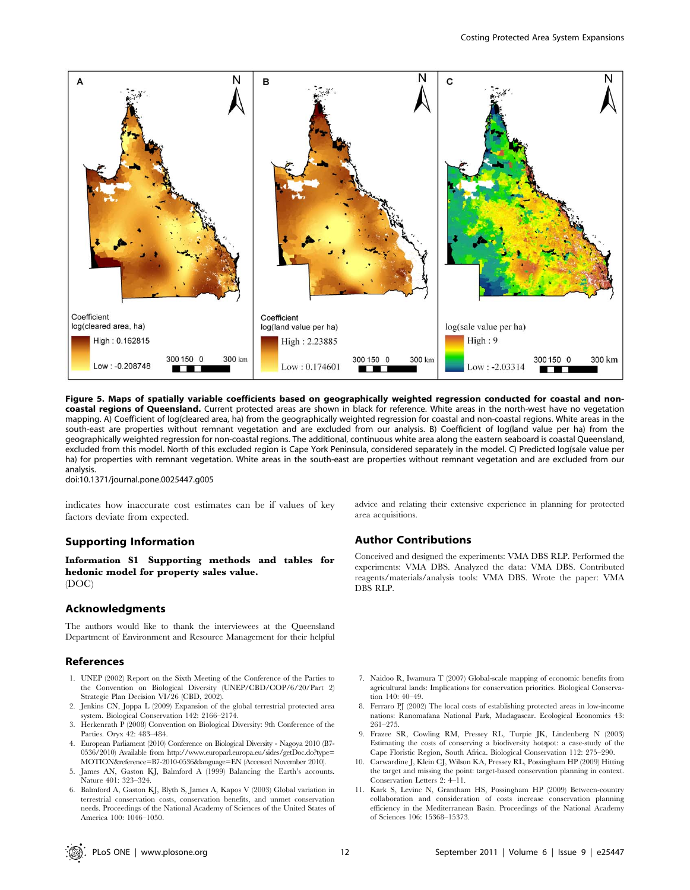**Figure 5. Maps of spatially variable coefficients based on geographically weighted regression conducted for coastal and non-coastal regions of Queensland.** Current protected areas are shown in black for reference. White areas in the north-west have no vegetation mapping. A) Coefficient of log(cleared area, ha) from the geographically weighted regression for coastal and non-coastal regions. White areas in the south-east are properties without remnant vegetation and are excluded from our analysis. B) Coefficient of log(land value per ha) from the geographically weighted regression for non-coastal regions. The additional, continuous white area along the eastern seaboard is coastal Queensland, excluded from this model. North of this excluded region is Cape York Peninsula, considered separately in the model. C) Predicted log(sale value per ha) for properties with remnant vegetation. White areas in the south-east are properties without remnant vegetation and are excluded from our analysis.
doi:10.1371/journal.pone.0025447.g005

indicates how inaccurate cost estimates can be if values of key factors deviate from expected.

## Supporting Information

**Information S1 Supporting methods and tables for hedonic model for property sales value.**
(DOC)

## Acknowledgments

The authors would like to thank the interviewees at the Queensland Department of Environment and Resource Management for their helpful advice and relating their extensive experience in planning for protected area acquisitions.

## Author Contributions

Conceived and designed the experiments: VMA DBS RLP. Performed the experiments: VMA DBS. Analyzed the data: VMA DBS. Contributed reagents/materials/analysis tools: VMA DBS. Wrote the paper: VMA DBS RLP.

## References

1. UNEP (2002) Report on the Sixth Meeting of the Conference of the Parties to the Convention on Biological Diversity (UNEP/CBD/COP/6/20/Part 2) Strategic Plan Decision VI/26 (CBD, 2002).
2. Jenkins CN, Joppa L (2009) Expansion of the global terrestrial protected area system. Biological Conservation 142: 2166–2174.
3. Herkenrath P (2008) Convention on Biological Diversity: 9th Conference of the Parties. Oryx 42: 483–484.
4. European Parliament (2010) Conference on Biological Diversity - Nagoya 2010 (B7-0536/2010) Available from http://www.europarl.europa.eu/sides/getDoc.do?type=MOTION&reference=B7-2010-0536&language=EN (Accessed November 2010).
5. James AN, Gaston KJ, Balmford A (1999) Balancing the Earth's accounts. Nature 401: 323–324.
6. Balmford A, Gaston KJ, Blyth S, James A, Kapos V (2003) Global variation in terrestrial conservation costs, conservation benefits, and unmet conservation needs. Proceedings of the National Academy of Sciences of the United States of America 100: 1046–1050.
7. Naidoo R, Iwamura T (2007) Global-scale mapping of economic benefits from agricultural lands: Implications for conservation priorities. Biological Conservation 140: 40–49.
8. Ferraro PJ (2002) The local costs of establishing protected areas in low-income nations: Ranomafana National Park, Madagascar. Ecological Economics 43: 261–275.
9. Frazee SR, Cowling RM, Pressey RL, Turpie JK, Lindenberg N (2003) Estimating the costs of conserving a biodiversity hotspot: a case-study of the Cape Floristic Region, South Africa. Biological Conservation 112: 275–290.
10. Carwardine J, Klein CJ, Wilson KA, Pressey RL, Possingham HP (2009) Hitting the target and missing the point: target-based conservation planning in context. Conservation Letters 2: 4–11.
11. Kark S, Levinc N, Grantham HS, Possingham HP (2009) Between-country collaboration and consideration of costs increase conservation planning efficiency in the Mediterranean Basin. Proceedings of the National Academy of Sciences 106: 15368–15373.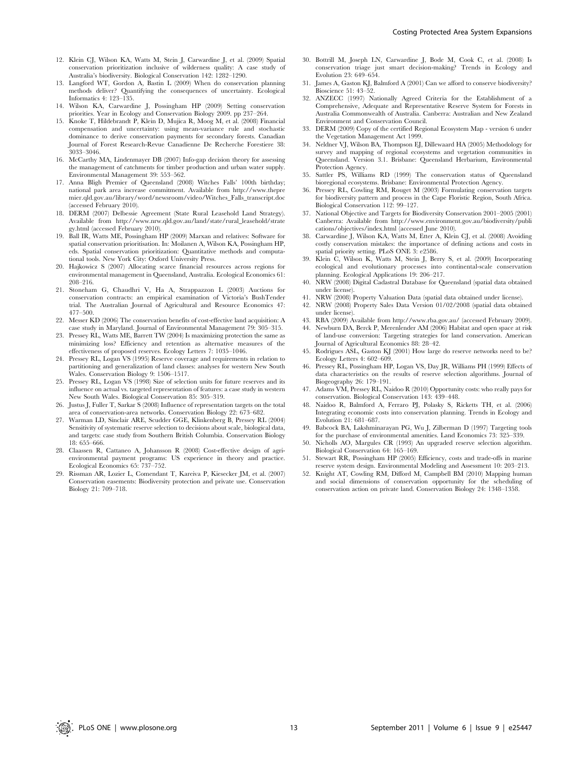12. Klein CJ, Wilson KA, Watts M, Stein J, Carwardine J, et al. (2009) Spatial conservation prioritization inclusive of wilderness quality: A case study of Australia's biodiversity. Biological Conservation 142: 1282–1290.
13. Langford WT, Gordon A, Bastin L (2009) When do conservation planning methods deliver? Quantifying the consequences of uncertainty. Ecological Informatics 4: 123–135.
14. Wilson KA, Carwardine J, Possingham HP (2009) Setting conservation priorities. Year in Ecology and Conservation Biology 2009. pp 237–264.
15. Knoke T, Hildebrandt P, Klein D, Mujica R, Moog M, et al. (2008) Financial compensation and uncertainty: using mean-variance rule and stochastic dominance to derive conservation payments for secondary forests. Canadian Journal of Forest Research-Revue Canadienne De Recherche Forestiere 38: 3033–3046.
16. McCarthy MA, Lindenmayer DB (2007) Info-gap decision theory for assessing the management of catchments for timber production and urban water supply. Environmental Management 39: 553–562.
17. Anna Bligh Premier of Queensland (2008) Witches Falls' 100th birthday; national park area increase commitment. Available from http://www.thepremier.qld.gov.au/library/word/newsroom/video/Witches_Falls_transcript.doc (accessed February 2010).
18. DERM (2007) Delbessie Agreement (State Rural Leasehold Land Strategy). Available from http://www.nrw.qld.gov.au/land/state/rural_leasehold/strategy.html (accessed February 2010).
19. Ball IR, Watts ME, Possingham HP (2009) Marxan and relatives: Software for spatial conservation prioritisation. In: Moilanen A, Wilson KA, Possingham HP, eds. Spatial conservation prioritization: Quantitative methods and computational tools. New York City: Oxford University Press.
20. Hajkowicz S (2007) Allocating scarce financial resources across regions for environmental management in Queensland, Australia. Ecological Economics 61: 208–216.
21. Stoneham G, Chaudhri V, Ha A, Strappazzon L (2003) Auctions for conservation contracts: an empirical examination of Victoria's BushTender trial. The Australian Journal of Agricultural and Resource Economics 47: 477–500.
22. Messer KD (2006) The conservation benefits of cost-effective land acquisition: A case study in Maryland. Journal of Environmental Management 79: 305–315.
23. Pressey RL, Watts ME, Barrett TW (2004) Is maximizing protection the same as minimizing loss? Efficiency and retention as alternative measures of the effectiveness of proposed reserves. Ecology Letters 7: 1035–1046.
24. Pressey RL, Logan VS (1995) Reserve coverage and requirements in relation to partitioning and generalization of land classes: analyses for western New South Wales. Conservation Biology 9: 1506–1517.
25. Pressey RL, Logan VS (1998) Size of selection units for future reserves and its influence on actual vs. targeted representation of features: a case study in western New South Wales. Biological Conservation 85: 305–319.
26. Justus J, Fuller T, Sarkar S (2008) Influence of representation targets on the total area of conservation-area networks. Conservation Biology 22: 673–682.
27. Warman LD, Sinclair ARE, Scudder GGE, Klinkenberg B, Pressey RL (2004) Sensitivity of systematic reserve selection to decisions about scale, biological data, and targets: case study from Southern British Columbia. Conservation Biology 18: 655–666.
28. Claassen R, Cattaneo A, Johansson R (2008) Cost-effective design of agri-environmental payment programs: US experience in theory and practice. Ecological Economics 65: 737–752.
29. Rissman AR, Lozier L, Comendant T, Kareiva P, Kiesecker JM, et al. (2007) Conservation easements: Biodiversity protection and private use. Conservation Biology 21: 709–718.
30. Bottrill M, Joseph LN, Carwardine J, Bode M, Cook C, et al. (2008) Is conservation triage just smart decision-making? Trends in Ecology and Evolution 23: 649–654.
31. James A, Gaston KJ, Balmford A (2001) Can we afford to conserve biodiversity? Bioscience 51: 43–52.
32. ANZECC (1997) Nationally Agreed Criteria for the Establishment of a Comprehensive, Adequate and Representative Reserve System for Forests in Australia Commonwealth of Australia. Canberra: Australian and New Zealand Environment and Conservation Council.
33. DERM (2009) Copy of the certified Regional Ecosystem Map - version 6 under the Vegetation Management Act 1999.
34. Neldner VJ, Wilson BA, Thompson EJ, Dillewaard HA (2005) Methodology for survey and mapping of regional ecosystems and vegetation communities in Queensland. Version 3.1. Brisbane: Queensland Herbarium, Environmental Protection Agency.
35. Sattler PS, Williams RD (1999) The conservation status of Queensland bioregional ecosystems. Brisbane: Environmental Protection Agency.
36. Pressey RL, Cowling RM, Rouget M (2003) Formulating conservation targets for biodiversity pattern and process in the Cape Floristic Region, South Africa. Biological Conservation 112: 99–127.
37. National Objective and Targets for Biodiversity Conservation 2001–2005 (2001) Canberra: Available from http://www.environment.gov.au/biodiversity/publications/objectives/index.html (accessed June 2010).
38. Carwardine J, Wilson KA, Watts M, Etter A, Klein CJ, et al. (2008) Avoiding costly conservation mistakes: the importance of defining actions and costs in spatial priority setting. PLoS ONE 3: e2586.
39. Klein C, Wilson K, Watts M, Stein J, Berry S, et al. (2009) Incorporating ecological and evolutionary processes into continental-scale conservation planning. Ecological Applications 19: 206–217.
40. NRW (2008) Digital Cadastral Database for Queensland (spatial data obtained under license).
41. NRW (2008) Property Valuation Data (spatial data obtained under license).
42. NRW (2008) Property Sales Data Version 01/02/2008 (spatial data obtained under license).
43. RBA (2009) Available from http://www.rba.gov.au/ (accessed February 2009).
44. Newburn DA, Berck P, Merenlender AM (2006) Habitat and open space at risk of land-use conversion: Targeting strategies for land conservation. American Journal of Agricultural Economics 88: 28–42.
45. Rodrigues ASL, Gaston KJ (2001) How large do reserve networks need to be? Ecology Letters 4: 602–609.
46. Pressey RL, Possingham HP, Logan VS, Day JR, Williams PH (1999) Effects of data characteristics on the results of reserve selection algorithms. Journal of Biogeography 26: 179–191.
47. Adams VM, Pressey RL, Naidoo R (2010) Opportunity costs: who really pays for conservation. Biological Conservation 143: 439–448.
48. Naidoo R, Balmford A, Ferraro PJ, Polasky S, Ricketts TH, et al. (2006) Integrating economic costs into conservation planning. Trends in Ecology and Evolution 21: 681–687.
49. Babcock BA, Lakshminarayan PG, Wu J, Zilberman D (1997) Targeting tools for the purchase of environmental amenities. Land Economics 73: 325–339.
50. Nicholls AO, Margules CR (1993) An upgraded reserve selection algorithm. Biological Conservation 64: 165–169.
51. Stewart RR, Possingham HP (2005) Efficiency, costs and trade-offs in marine reserve system design. Environmental Modeling and Assessment 10: 203–213.
52. Knight AT, Cowling RM, Difford M, Campbell BM (2010) Mapping human and social dimensions of conservation opportunity for the scheduling of conservation action on private land. Conservation Biology 24: 1348–1358.